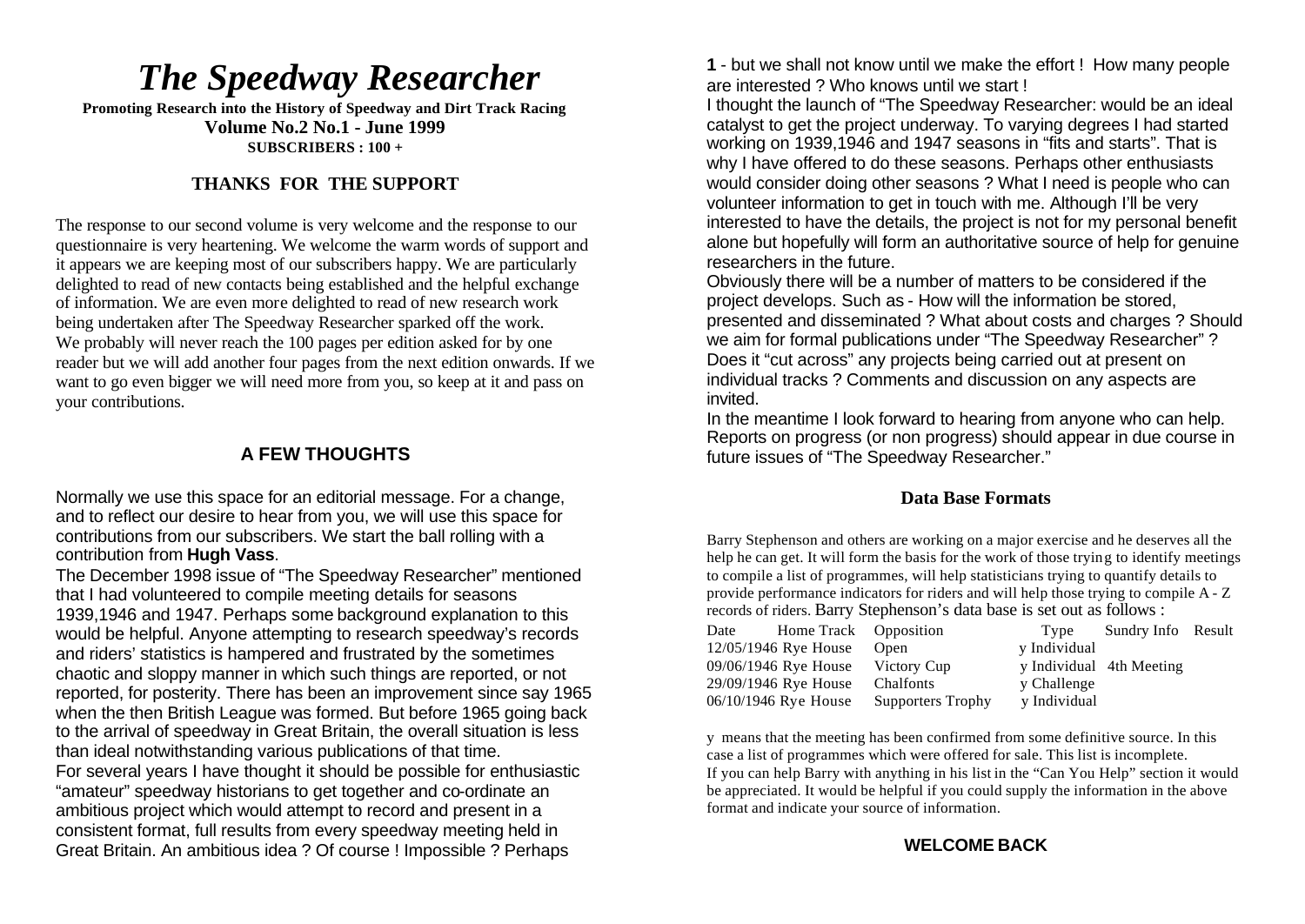# *The Speedway Researcher*

**Promoting Research into the History of Speedway and Dirt Track Racing**
**Volume No.2 No.1 - June 1999**
**SUBSCRIBERS : 100 +**

## THANKS FOR THE SUPPORT

The response to our second volume is very welcome and the response to our questionnaire is very heartening. We welcome the warm words of support and it appears we are keeping most of our subscribers happy. We are particularly delighted to read of new contacts being established and the helpful exchange of information. We are even more delighted to read of new research work being undertaken after The Speedway Researcher sparked off the work. We probably will never reach the 100 pages per edition asked for by one reader but we will add another four pages from the next edition onwards. If we want to go even bigger we will need more from you, so keep at it and pass on your contributions.

## A FEW THOUGHTS

Normally we use this space for an editorial message. For a change, and to reflect our desire to hear from you, we will use this space for contributions from our subscribers. We start the ball rolling with a contribution from **Hugh Vass**.

The December 1998 issue of "The Speedway Researcher" mentioned that I had volunteered to compile meeting details for seasons 1939,1946 and 1947. Perhaps some background explanation to this would be helpful. Anyone attempting to research speedway's records and riders' statistics is hampered and frustrated by the sometimes chaotic and sloppy manner in which such things are reported, or not reported, for posterity. There has been an improvement since say 1965 when the then British League was formed. But before 1965 going back to the arrival of speedway in Great Britain, the overall situation is less than ideal notwithstanding various publications of that time.

For several years I have thought it should be possible for enthusiastic "amateur" speedway historians to get together and co-ordinate an ambitious project which would attempt to record and present in a consistent format, full results from every speedway meeting held in Great Britain. An ambitious idea ? Of course ! Impossible ? Perhaps - but we shall not know until we make the effort ! How many people are interested ? Who knows until we start !

I thought the launch of "The Speedway Researcher: would be an ideal catalyst to get the project underway. To varying degrees I had started working on 1939,1946 and 1947 seasons in "fits and starts". That is why I have offered to do these seasons. Perhaps other enthusiasts would consider doing other seasons ? What I need is people who can volunteer information to get in touch with me. Although I'll be very interested to have the details, the project is not for my personal benefit alone but hopefully will form an authoritative source of help for genuine researchers in the future.

Obviously there will be a number of matters to be considered if the project develops. Such as - How will the information be stored, presented and disseminated ? What about costs and charges ? Should we aim for formal publications under "The Speedway Researcher" ? Does it "cut across" any projects being carried out at present on individual tracks ? Comments and discussion on any aspects are invited.

In the meantime I look forward to hearing from anyone who can help. Reports on progress (or non progress) should appear in due course in future issues of "The Speedway Researcher."

## Data Base Formats

Barry Stephenson and others are working on a major exercise and he deserves all the help he can get. It will form the basis for the work of those trying to identify meetings to compile a list of programmes, will help statisticians trying to quantify details to provide performance indicators for riders and will help those trying to compile A - Z records of riders. Barry Stephenson's data base is set out as follows :

| Date | Home Track | Opposition | Type | Sundry Info | Result |
|---|---|---|---|---|---|
| 12/05/1946 | Rye House | Open | y Individual | | |
| 09/06/1946 | Rye House | Victory Cup | y Individual | 4th Meeting | |
| 29/09/1946 | Rye House | Chalfonts | y Challenge | | |
| 06/10/1946 | Rye House | Supporters Trophy | y Individual | | |

y means that the meeting has been confirmed from some definitive source. In this case a list of programmes which were offered for sale. This list is incomplete.
If you can help Barry with anything in his list in the "Can You Help" section it would be appreciated. It would be helpful if you could supply the information in the above format and indicate your source of information.

## WELCOME BACK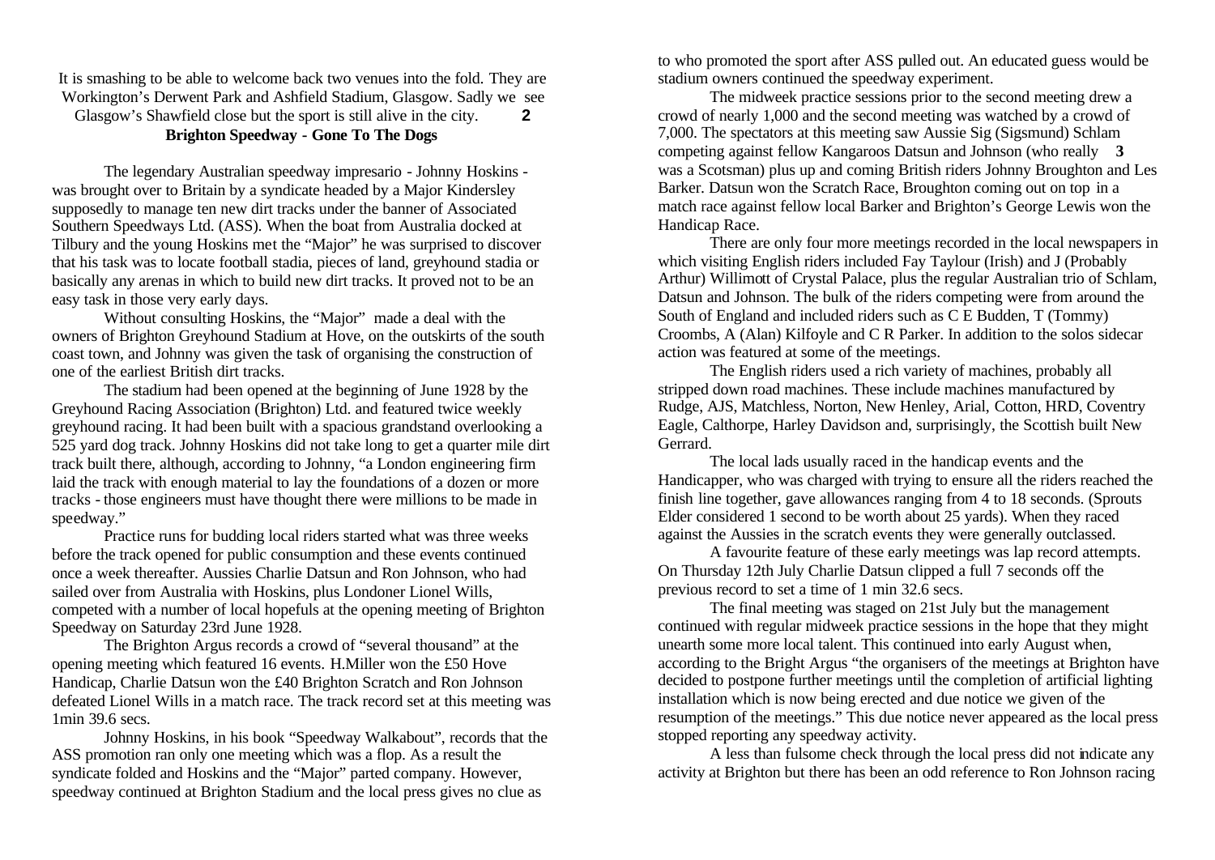It is smashing to be able to welcome back two venues into the fold. They are Workington's Derwent Park and Ashfield Stadium, Glasgow. Sadly we see Glasgow's Shawfield close but the sport is still alive in the city.

## Brighton Speedway - Gone To The Dogs

The legendary Australian speedway impresario - Johnny Hoskins - was brought over to Britain by a syndicate headed by a Major Kindersley supposedly to manage ten new dirt tracks under the banner of Associated Southern Speedways Ltd. (ASS). When the boat from Australia docked at Tilbury and the young Hoskins met the "Major" he was surprised to discover that his task was to locate football stadia, pieces of land, greyhound stadia or basically any arenas in which to build new dirt tracks. It proved not to be an easy task in those very early days.

Without consulting Hoskins, the "Major" made a deal with the owners of Brighton Greyhound Stadium at Hove, on the outskirts of the south coast town, and Johnny was given the task of organising the construction of one of the earliest British dirt tracks.

The stadium had been opened at the beginning of June 1928 by the Greyhound Racing Association (Brighton) Ltd. and featured twice weekly greyhound racing. It had been built with a spacious grandstand overlooking a 525 yard dog track. Johnny Hoskins did not take long to get a quarter mile dirt track built there, although, according to Johnny, "a London engineering firm laid the track with enough material to lay the foundations of a dozen or more tracks - those engineers must have thought there were millions to be made in speedway."

Practice runs for budding local riders started what was three weeks before the track opened for public consumption and these events continued once a week thereafter. Aussies Charlie Datsun and Ron Johnson, who had sailed over from Australia with Hoskins, plus Londoner Lionel Wills, competed with a number of local hopefuls at the opening meeting of Brighton Speedway on Saturday 23rd June 1928.

The Brighton Argus records a crowd of "several thousand" at the opening meeting which featured 16 events. H.Miller won the £50 Hove Handicap, Charlie Datsun won the £40 Brighton Scratch and Ron Johnson defeated Lionel Wills in a match race. The track record set at this meeting was 1min 39.6 secs.

Johnny Hoskins, in his book "Speedway Walkabout", records that the ASS promotion ran only one meeting which was a flop. As a result the syndicate folded and Hoskins and the "Major" parted company. However, speedway continued at Brighton Stadium and the local press gives no clue as to who promoted the sport after ASS pulled out. An educated guess would be stadium owners continued the speedway experiment.

The midweek practice sessions prior to the second meeting drew a crowd of nearly 1,000 and the second meeting was watched by a crowd of 7,000. The spectators at this meeting saw Aussie Sig (Sigsmund) Schlam competing against fellow Kangaroos Datsun and Johnson (who really was a Scotsman) plus up and coming British riders Johnny Broughton and Les Barker. Datsun won the Scratch Race, Broughton coming out on top in a match race against fellow local Barker and Brighton's George Lewis won the Handicap Race.

There are only four more meetings recorded in the local newspapers in which visiting English riders included Fay Taylour (Irish) and J (Probably Arthur) Willimott of Crystal Palace, plus the regular Australian trio of Schlam, Datsun and Johnson. The bulk of the riders competing were from around the South of England and included riders such as C E Budden, T (Tommy) Croombs, A (Alan) Kilfoyle and C R Parker. In addition to the solos sidecar action was featured at some of the meetings.

The English riders used a rich variety of machines, probably all stripped down road machines. These include machines manufactured by Rudge, AJS, Matchless, Norton, New Henley, Arial, Cotton, HRD, Coventry Eagle, Calthorpe, Harley Davidson and, surprisingly, the Scottish built New Gerrard.

The local lads usually raced in the handicap events and the Handicapper, who was charged with trying to ensure all the riders reached the finish line together, gave allowances ranging from 4 to 18 seconds. (Sprouts Elder considered 1 second to be worth about 25 yards). When they raced against the Aussies in the scratch events they were generally outclassed.

A favourite feature of these early meetings was lap record attempts. On Thursday 12th July Charlie Datsun clipped a full 7 seconds off the previous record to set a time of 1 min 32.6 secs.

The final meeting was staged on 21st July but the management continued with regular midweek practice sessions in the hope that they might unearth some more local talent. This continued into early August when, according to the Bright Argus "the organisers of the meetings at Brighton have decided to postpone further meetings until the completion of artificial lighting installation which is now being erected and due notice we given of the resumption of the meetings." This due notice never appeared as the local press stopped reporting any speedway activity.

A less than fulsome check through the local press did not indicate any activity at Brighton but there has been an odd reference to Ron Johnson racing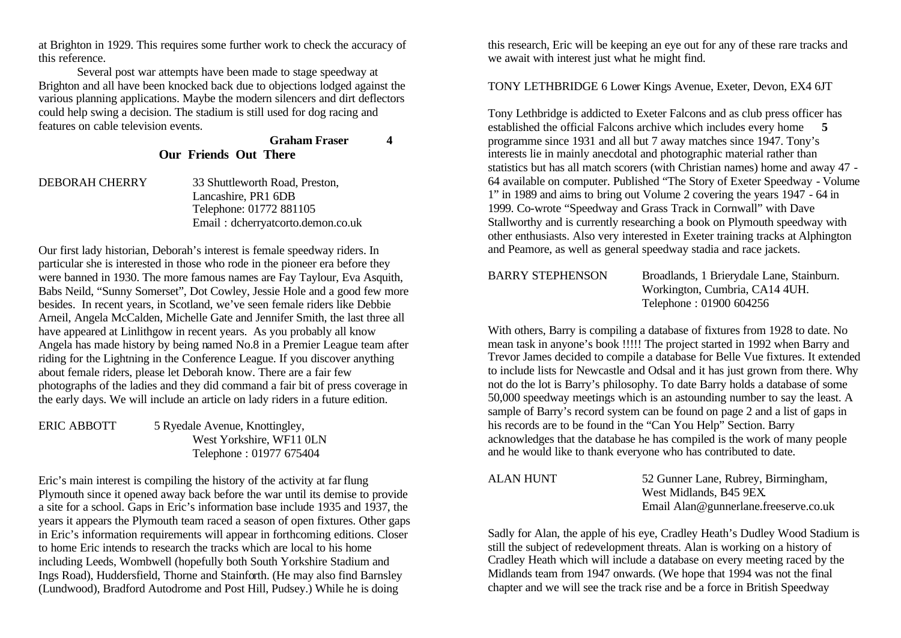at Brighton in 1929. This requires some further work to check the accuracy of this reference.

Several post war attempts have been made to stage speedway at Brighton and all have been knocked back due to objections lodged against the various planning applications. Maybe the modern silencers and dirt deflectors could help swing a decision. The stadium is still used for dog racing and features on cable television events.

**Graham Fraser**

## Our Friends Out There

DEBORAH CHERRY  
33 Shuttleworth Road, Preston,  
Lancashire, PR1 6DB  
Telephone: 01772 881105  
Email : dcherryatcorto.demon.co.uk

Our first lady historian, Deborah's interest is female speedway riders. In particular she is interested in those who rode in the pioneer era before they were banned in 1930. The more famous names are Fay Taylour, Eva Asquith, Babs Neild, "Sunny Somerset", Dot Cowley, Jessie Hole and a good few more besides. In recent years, in Scotland, we've seen female riders like Debbie Arneil, Angela McCalden, Michelle Gate and Jennifer Smith, the last three all have appeared at Linlithgow in recent years. As you probably all know Angela has made history by being named No.8 in a Premier League team after riding for the Lightning in the Conference League. If you discover anything about female riders, please let Deborah know. There are a fair few photographs of the ladies and they did command a fair bit of press coverage in the early days. We will include an article on lady riders in a future edition.

ERIC ABBOTT  
5 Ryedale Avenue, Knottingley,  
West Yorkshire, WF11 0LN  
Telephone : 01977 675404

Eric's main interest is compiling the history of the activity at far flung Plymouth since it opened away back before the war until its demise to provide a site for a school. Gaps in Eric's information base include 1935 and 1937, the years it appears the Plymouth team raced a season of open fixtures. Other gaps in Eric's information requirements will appear in forthcoming editions. Closer to home Eric intends to research the tracks which are local to his home including Leeds, Wombwell (hopefully both South Yorkshire Stadium and Ings Road), Huddersfield, Thorne and Stainforth. (He may also find Barnsley (Lundwood), Bradford Autodrome and Post Hill, Pudsey.) While he is doing this research, Eric will be keeping an eye out for any of these rare tracks and we await with interest just what he might find.

TONY LETHBRIDGE 6 Lower Kings Avenue, Exeter, Devon, EX4 6JT

Tony Lethbridge is addicted to Exeter Falcons and as club press officer has established the official Falcons archive which includes every home programme since 1931 and all but 7 away matches since 1947. Tony's interests lie in mainly anecdotal and photographic material rather than statistics but has all match scorers (with Christian names) home and away 47 - 64 available on computer. Published "The Story of Exeter Speedway - Volume 1" in 1989 and aims to bring out Volume 2 covering the years 1947 - 64 in 1999. Co-wrote "Speedway and Grass Track in Cornwall" with Dave Stallworthy and is currently researching a book on Plymouth speedway with other enthusiasts. Also very interested in Exeter training tracks at Alphington and Peamore, as well as general speedway stadia and race jackets.

BARRY STEPHENSON  
Broadlands, 1 Brierydale Lane, Stainburn.  
Workington, Cumbria, CA14 4UH.  
Telephone : 01900 604256

With others, Barry is compiling a database of fixtures from 1928 to date. No mean task in anyone's book !!!!! The project started in 1992 when Barry and Trevor James decided to compile a database for Belle Vue fixtures. It extended to include lists for Newcastle and Odsal and it has just grown from there. Why not do the lot is Barry's philosophy. To date Barry holds a database of some 50,000 speedway meetings which is an astounding number to say the least. A sample of Barry's record system can be found on page 2 and a list of gaps in his records are to be found in the "Can You Help" Section. Barry acknowledges that the database he has compiled is the work of many people and he would like to thank everyone who has contributed to date.

ALAN HUNT  
52 Gunner Lane, Rubrey, Birmingham,  
West Midlands, B45 9EX.  
Email Alan@gunnerlane.freeserve.co.uk

Sadly for Alan, the apple of his eye, Cradley Heath's Dudley Wood Stadium is still the subject of redevelopment threats. Alan is working on a history of Cradley Heath which will include a database on every meeting raced by the Midlands team from 1947 onwards. (We hope that 1994 was not the final chapter and we will see the track rise and be a force in British Speedway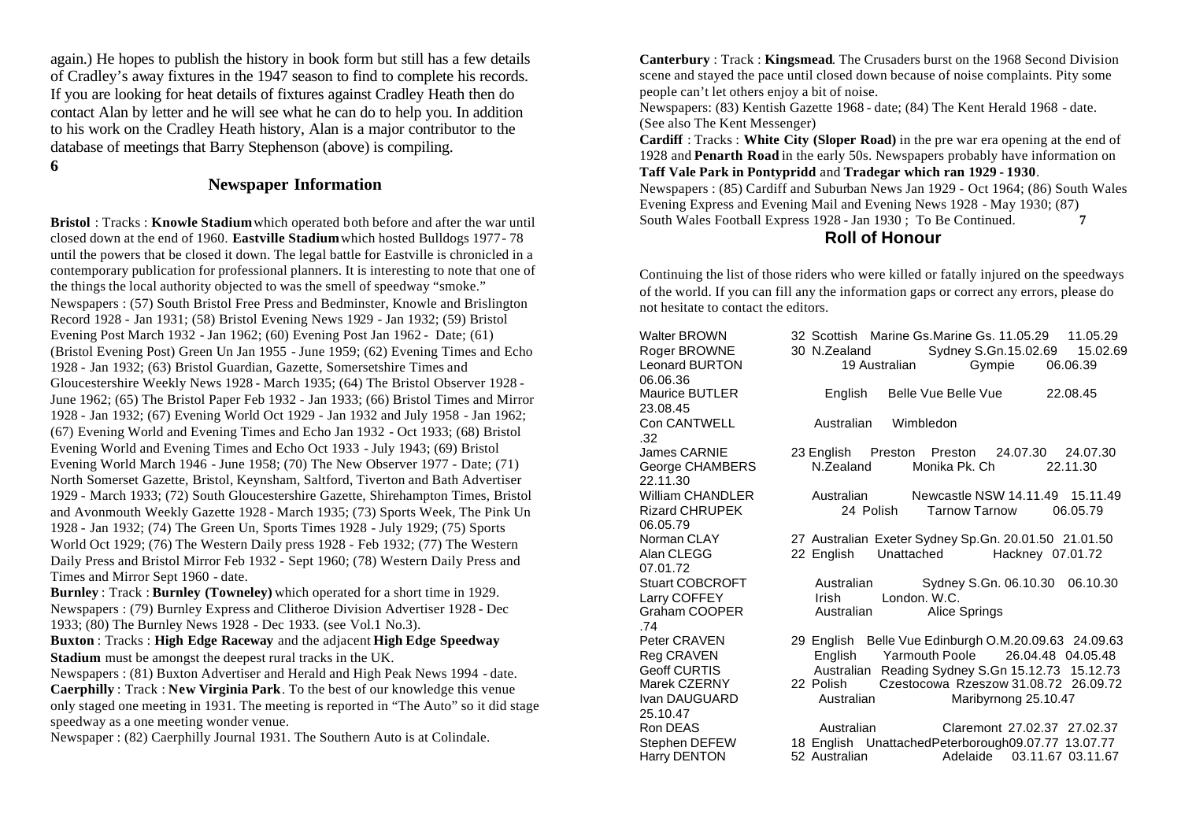again.) He hopes to publish the history in book form but still has a few details of Cradley's away fixtures in the 1947 season to find to complete his records. If you are looking for heat details of fixtures against Cradley Heath then do contact Alan by letter and he will see what he can do to help you. In addition to his work on the Cradley Heath history, Alan is a major contributor to the database of meetings that Barry Stephenson (above) is compiling.

## Newspaper Information

**Bristol** : Tracks : **Knowle Stadium** which operated both before and after the war until closed down at the end of 1960. **Eastville Stadium** which hosted Bulldogs 1977 - 78 until the powers that be closed it down. The legal battle for Eastville is chronicled in a contemporary publication for professional planners. It is interesting to note that one of the things the local authority objected to was the smell of speedway "smoke."
Newspapers : (57) South Bristol Free Press and Bedminster, Knowle and Brislington Record 1928 - Jan 1931; (58) Bristol Evening News 1929 - Jan 1932; (59) Bristol Evening Post March 1932 - Jan 1962; (60) Evening Post Jan 1962 - Date; (61) (Bristol Evening Post) Green Un Jan 1955 - June 1959; (62) Evening Times and Echo 1928 - Jan 1932; (63) Bristol Guardian, Gazette, Somersetshire Times and Gloucestershire Weekly News 1928 - March 1935; (64) The Bristol Observer 1928 - June 1962; (65) The Bristol Paper Feb 1932 - Jan 1933; (66) Bristol Times and Mirror 1928 - Jan 1932; (67) Evening World Oct 1929 - Jan 1932 and July 1958 - Jan 1962; (67) Evening World and Evening Times and Echo Jan 1932 - Oct 1933; (68) Bristol Evening World and Evening Times and Echo Oct 1933 - July 1943; (69) Bristol Evening World March 1946 - June 1958; (70) The New Observer 1977 - Date; (71) North Somerset Gazette, Bristol, Keynsham, Saltford, Tiverton and Bath Advertiser 1929 - March 1933; (72) South Gloucestershire Gazette, Shirehampton Times, Bristol and Avonmouth Weekly Gazette 1928 - March 1935; (73) Sports Week, The Pink Un 1928 - Jan 1932; (74) The Green Un, Sports Times 1928 - July 1929; (75) Sports World Oct 1929; (76) The Western Daily press 1928 - Feb 1932; (77) The Western Daily Press and Bristol Mirror Feb 1932 - Sept 1960; (78) Western Daily Press and Times and Mirror Sept 1960 - date.

**Burnley** : Track : **Burnley (Towneley)** which operated for a short time in 1929.
Newspapers : (79) Burnley Express and Clitheroe Division Advertiser 1928 - Dec 1933; (80) The Burnley News 1928 - Dec 1933. (see Vol.1 No.3).

**Buxton** : Tracks : **High Edge Raceway** and the adjacent **High Edge Speedway Stadium** must be amongst the deepest rural tracks in the UK.
Newspapers : (81) Buxton Advertiser and Herald and High Peak News 1994 - date.

**Caerphilly** : Track : **New Virginia Park**. To the best of our knowledge this venue only staged one meeting in 1931. The meeting is reported in "The Auto" so it did stage speedway as a one meeting wonder venue.
Newspaper : (82) Caerphilly Journal 1931. The Southern Auto is at Colindale.

**Canterbury** : Track : **Kingsmead**. The Crusaders burst on the 1968 Second Division scene and stayed the pace until closed down because of noise complaints. Pity some people can't let others enjoy a bit of noise.
Newspapers: (83) Kentish Gazette 1968 - date; (84) The Kent Herald 1968 - date. (See also The Kent Messenger)

**Cardiff** : Tracks : **White City (Sloper Road)** in the pre war era opening at the end of 1928 and **Penarth Road** in the early 50s. Newspapers probably have information on **Taff Vale Park in Pontypridd** and **Tradegar which ran 1929 - 1930**.
Newspapers : (85) Cardiff and Suburban News Jan 1929 - Oct 1964; (86) South Wales Evening Express and Evening Mail and Evening News 1928 - May 1930; (87) South Wales Football Express 1928 - Jan 1930 ; To Be Continued.

## Roll of Honour

Continuing the list of those riders who were killed or fatally injured on the speedways of the world. If you can fill any the information gaps or correct any errors, please do not hesitate to contact the editors.

| Name | Age | Nationality | Team | Track | Date of accident | Date of death |
|---|---|---|---|---|---|---|
| Walter BROWN | 32 | Scottish | Marine Gs. | Marine Gs. | 11.05.29 | 11.05.29 |
| Roger BROWNE | 30 | N.Zealand | | Sydney S.Gn. | 15.02.69 | 15.02.69 |
| Leonard BURTON | 19 | Australian | | Gympie | 06.06.39 | 06.06.36 |
| Maurice BUTLER | | English | Belle Vue | Belle Vue | 22.08.45 | 23.08.45 |
| Con CANTWELL | | Australian | | Wimbledon | | .32 |
| James CARNIE | 23 | English | Preston | Preston | 24.07.30 | 24.07.30 |
| George CHAMBERS | | N.Zealand | | Monika Pk. Ch | | 22.11.30 |
| William CHANDLER | | Australian | | Newcastle NSW | 14.11.49 | 15.11.49 |
| Rizard CHRUPEK | 24 | Polish | Tarnow | Tarnow | | 06.05.79 |
| Norman CLAY | 27 | Australian | Exeter | Sydney Sp.Gn. | 20.01.50 | 21.01.50 |
| Alan CLEGG | 22 | English | Unattached | Hackney | 07.01.72 | 07.01.72 |
| Stuart COBCROFT | | Australian | | Sydney S.Gn. | 06.10.30 | 06.10.30 |
| Larry COFFEY | | Irish | | London. W.C. | | |
| Graham COOPER | | Australian | | Alice Springs | | .74 |
| Peter CRAVEN | 29 | English | Belle Vue | Edinburgh O.M. | 20.09.63 | 24.09.63 |
| Reg CRAVEN | | English | Yarmouth | Poole | 26.04.48 | 04.05.48 |
| Geoff CURTIS | | Australian | Reading | Sydney S.Gn | 15.12.73 | 15.12.73 |
| Marek CZERNY | 22 | Polish | Czestocowa | Rzeszow | 31.08.72 | 26.09.72 |
| Ivan DAUGUARD | | Australian | | Maribyrnong | 25.10.47 | 25.10.47 |
| Ron DEAS | | Australian | | Claremont | 27.02.37 | 27.02.37 |
| Stephen DEFEW | 18 | English | Unattached | Peterborough | 09.07.77 | 13.07.77 |
| Harry DENTON | 52 | Australian | | Adelaide | 03.11.67 | 03.11.67 |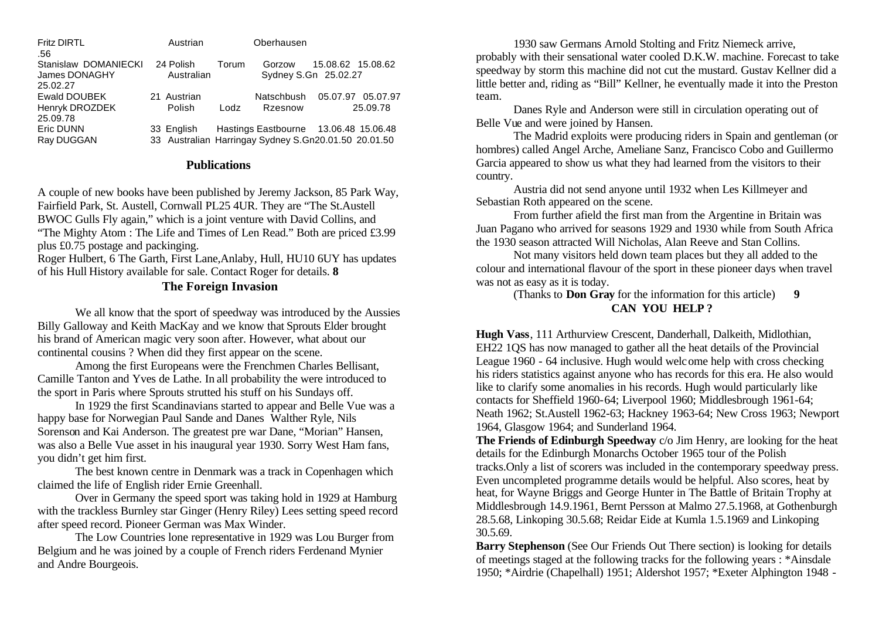| Name | Age | Nationality | Birthplace | Died | Date of death | Date |
|---|---|---|---|---|---|---|
| Fritz DIRTL | | Austrian | | Oberhausen | | .56 |
| Stanislaw DOMANIECKI | 24 | Polish | Torum | Gorzow | 15.08.62 | 15.08.62 |
| James DONAGHY | | Australian | | Sydney S.Gn | 25.02.27 | 25.02.27 |
| Ewald DOUBEK | 21 | Austrian | | Natschbush | 05.07.97 | 05.07.97 |
| Henryk DROZDEK | | Polish | Lodz | Rzesnow | | 25.09.78 |
| Eric DUNN | 33 | English | Hastings | Eastbourne | 13.06.48 | 15.06.48 |
| Ray DUGGAN | 33 | Australian | Harringay | Sydney S.Gn | 20.01.50 | 20.01.50 |

## Publications

A couple of new books have been published by Jeremy Jackson, 85 Park Way, Fairfield Park, St. Austell, Cornwall PL25 4UR. They are "The St.Austell BWOC Gulls Fly again," which is a joint venture with David Collins, and "The Mighty Atom : The Life and Times of Len Read." Both are priced £3.99 plus £0.75 postage and packinging.

Roger Hulbert, 6 The Garth, First Lane,Anlaby, Hull, HU10 6UY has updates of his Hull History available for sale. Contact Roger for details.

## The Foreign Invasion

We all know that the sport of speedway was introduced by the Aussies Billy Galloway and Keith MacKay and we know that Sprouts Elder brought his brand of American magic very soon after. However, what about our continental cousins ? When did they first appear on the scene.

Among the first Europeans were the Frenchmen Charles Bellisant, Camille Tanton and Yves de Lathe. In all probability the were introduced to the sport in Paris where Sprouts strutted his stuff on his Sundays off.

In 1929 the first Scandinavians started to appear and Belle Vue was a happy base for Norwegian Paul Sande and Danes Walther Ryle, Nils Sorenson and Kai Anderson. The greatest pre war Dane, "Morian" Hansen, was also a Belle Vue asset in his inaugural year 1930. Sorry West Ham fans, you didn't get him first.

The best known centre in Denmark was a track in Copenhagen which claimed the life of English rider Ernie Greenhall.

Over in Germany the speed sport was taking hold in 1929 at Hamburg with the trackless Burnley star Ginger (Henry Riley) Lees setting speed record after speed record. Pioneer German was Max Winder.

The Low Countries lone representative in 1929 was Lou Burger from Belgium and he was joined by a couple of French riders Ferdenand Mynier and Andre Bourgeois.

1930 saw Germans Arnold Stolting and Fritz Niemeck arrive, probably with their sensational water cooled D.K.W. machine. Forecast to take speedway by storm this machine did not cut the mustard. Gustav Kellner did a little better and, riding as "Bill" Kellner, he eventually made it into the Preston team.

Danes Ryle and Anderson were still in circulation operating out of Belle Vue and were joined by Hansen.

The Madrid exploits were producing riders in Spain and gentleman (or hombres) called Angel Arche, Ameliane Sanz, Francisco Cobo and Guillermo Garcia appeared to show us what they had learned from the visitors to their country.

Austria did not send anyone until 1932 when Les Killmeyer and Sebastian Roth appeared on the scene.

From further afield the first man from the Argentine in Britain was Juan Pagano who arrived for seasons 1929 and 1930 while from South Africa the 1930 season attracted Will Nicholas, Alan Reeve and Stan Collins.

Not many visitors held down team places but they all added to the colour and international flavour of the sport in these pioneer days when travel was not as easy as it is today.

(Thanks to **Don Gray** for the information for this article)

## CAN YOU HELP ?

**Hugh Vass**, 111 Arthurview Crescent, Danderhall, Dalkeith, Midlothian, EH22 1QS has now managed to gather all the heat details of the Provincial League 1960 - 64 inclusive. Hugh would welcome help with cross checking his riders statistics against anyone who has records for this era. He also would like to clarify some anomalies in his records. Hugh would particularly like contacts for Sheffield 1960-64; Liverpool 1960; Middlesbrough 1961-64; Neath 1962; St.Austell 1962-63; Hackney 1963-64; New Cross 1963; Newport 1964, Glasgow 1964; and Sunderland 1964.

**The Friends of Edinburgh Speedway** c/o Jim Henry, are looking for the heat details for the Edinburgh Monarchs October 1965 tour of the Polish tracks.Only a list of scorers was included in the contemporary speedway press. Even uncompleted programme details would be helpful. Also scores, heat by heat, for Wayne Briggs and George Hunter in The Battle of Britain Trophy at Middlesbrough 14.9.1961, Bernt Persson at Malmo 27.5.1968, at Gothenburgh 28.5.68, Linkoping 30.5.68; Reidar Eide at Kumla 1.5.1969 and Linkoping 30.5.69.

**Barry Stephenson** (See Our Friends Out There section) is looking for details of meetings staged at the following tracks for the following years : *Ainsdale 1950; *Airdrie (Chapelhall) 1951; Aldershot 1957; *Exeter Alphington 1948 -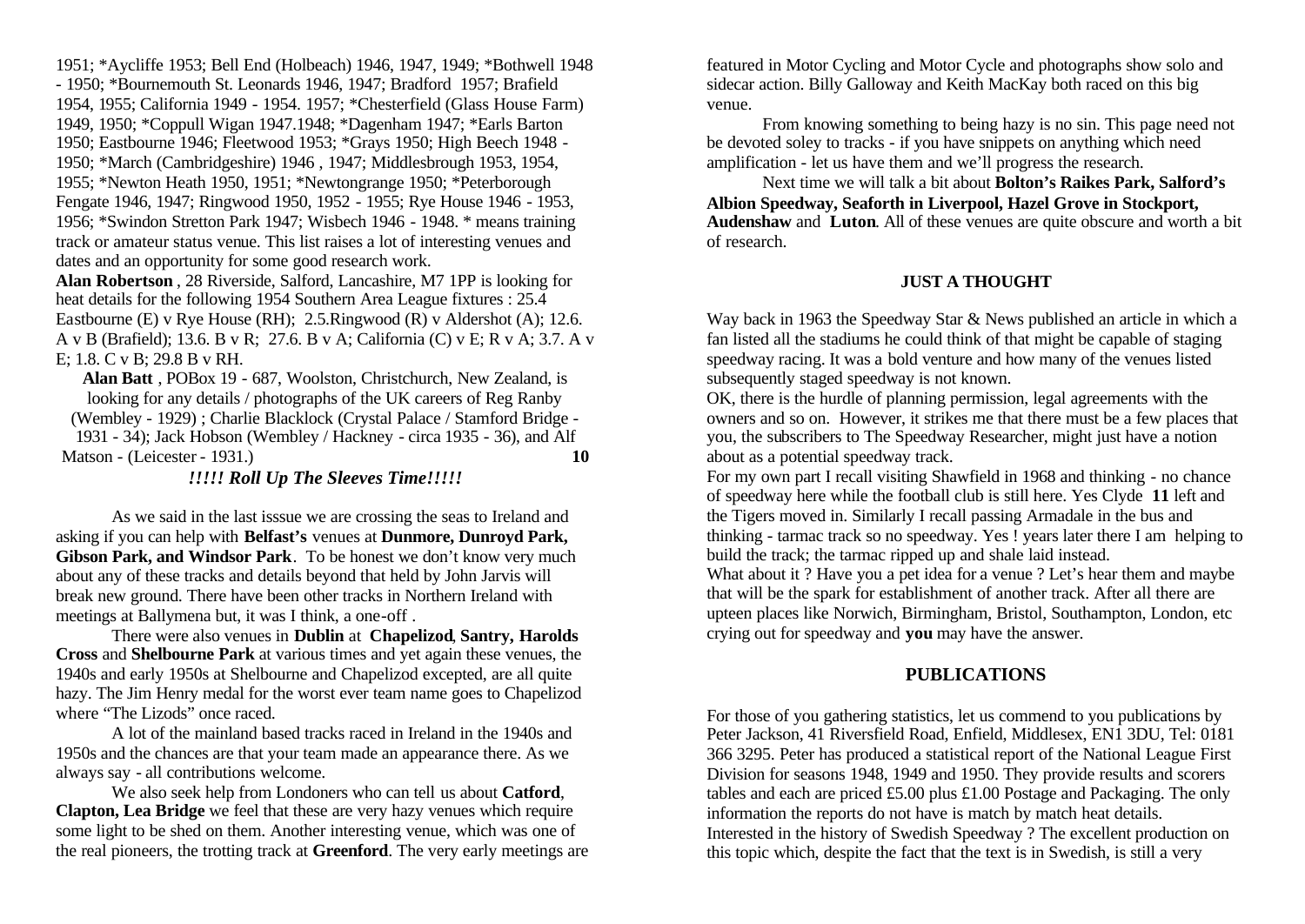1951; *Aycliffe 1953; Bell End (Holbeach) 1946, 1947, 1949; *Bothwell 1948 - 1950; *Bournemouth St. Leonards 1946, 1947; Bradford 1957; Brafield 1954, 1955; California 1949 - 1954. 1957; *Chesterfield (Glass House Farm) 1949, 1950; *Coppull Wigan 1947.1948; *Dagenham 1947; *Earls Barton 1950; Eastbourne 1946; Fleetwood 1953; *Grays 1950; High Beech 1948 - 1950; *March (Cambridgeshire) 1946 , 1947; Middlesbrough 1953, 1954, 1955; *Newton Heath 1950, 1951; *Newtongrange 1950; *Peterborough Fengate 1946, 1947; Ringwood 1950, 1952 - 1955; Rye House 1946 - 1953, 1956; *Swindon Stretton Park 1947; Wisbech 1946 - 1948. * means training track or amateur status venue. This list raises a lot of interesting venues and dates and an opportunity for some good research work.

**Alan Robertson** , 28 Riverside, Salford, Lancashire, M7 1PP is looking for heat details for the following 1954 Southern Area League fixtures : 25.4 Eastbourne (E) v Rye House (RH); 2.5.Ringwood (R) v Aldershot (A); 12.6. A v B (Brafield); 13.6. B v R; 27.6. B v A; California (C) v E; R v A; 3.7. A v E; 1.8. C v B; 29.8 B v RH.

**Alan Batt** , POBox 19 - 687, Woolston, Christchurch, New Zealand, is looking for any details / photographs of the UK careers of Reg Ranby (Wembley - 1929) ; Charlie Blacklock (Crystal Palace / Stamford Bridge - 1931 - 34); Jack Hobson (Wembley / Hackney - circa 1935 - 36), and Alf Matson - (Leicester - 1931.)

### *!!!!! Roll Up The Sleeves Time!!!!!*

As we said in the last isssue we are crossing the seas to Ireland and asking if you can help with **Belfast's** venues at **Dunmore, Dunroyd Park, Gibson Park, and Windsor Park**. To be honest we don't know very much about any of these tracks and details beyond that held by John Jarvis will break new ground. There have been other tracks in Northern Ireland with meetings at Ballymena but, it was I think, a one-off .

There were also venues in **Dublin** at **Chapelizod**, **Santry, Harolds Cross** and **Shelbourne Park** at various times and yet again these venues, the 1940s and early 1950s at Shelbourne and Chapelizod excepted, are all quite hazy. The Jim Henry medal for the worst ever team name goes to Chapelizod where "The Lizods" once raced.

A lot of the mainland based tracks raced in Ireland in the 1940s and 1950s and the chances are that your team made an appearance there. As we always say - all contributions welcome.

We also seek help from Londoners who can tell us about **Catford**, **Clapton, Lea Bridge** we feel that these are very hazy venues which require some light to be shed on them. Another interesting venue, which was one of the real pioneers, the trotting track at **Greenford**. The very early meetings are featured in Motor Cycling and Motor Cycle and photographs show solo and sidecar action. Billy Galloway and Keith MacKay both raced on this big venue.

From knowing something to being hazy is no sin. This page need not be devoted soley to tracks - if you have snippets on anything which need amplification - let us have them and we'll progress the research.

Next time we will talk a bit about **Bolton's Raikes Park, Salford's Albion Speedway, Seaforth in Liverpool, Hazel Grove in Stockport, Audenshaw** and **Luton**. All of these venues are quite obscure and worth a bit of research.

## JUST A THOUGHT

Way back in 1963 the Speedway Star & News published an article in which a fan listed all the stadiums he could think of that might be capable of staging speedway racing. It was a bold venture and how many of the venues listed subsequently staged speedway is not known.

OK, there is the hurdle of planning permission, legal agreements with the owners and so on. However, it strikes me that there must be a few places that you, the subscribers to The Speedway Researcher, might just have a notion about as a potential speedway track.

For my own part I recall visiting Shawfield in 1968 and thinking - no chance of speedway here while the football club is still here. Yes Clyde left and the Tigers moved in. Similarly I recall passing Armadale in the bus and thinking - tarmac track so no speedway. Yes ! years later there I am helping to build the track; the tarmac ripped up and shale laid instead.

What about it ? Have you a pet idea for a venue ? Let's hear them and maybe that will be the spark for establishment of another track. After all there are upteen places like Norwich, Birmingham, Bristol, Southampton, London, etc crying out for speedway and **you** may have the answer.

## PUBLICATIONS

For those of you gathering statistics, let us commend to you publications by Peter Jackson, 41 Riversfield Road, Enfield, Middlesex, EN1 3DU, Tel: 0181 366 3295. Peter has produced a statistical report of the National League First Division for seasons 1948, 1949 and 1950. They provide results and scorers tables and each are priced £5.00 plus £1.00 Postage and Packaging. The only information the reports do not have is match by match heat details.

Interested in the history of Swedish Speedway ? The excellent production on this topic which, despite the fact that the text is in Swedish, is still a very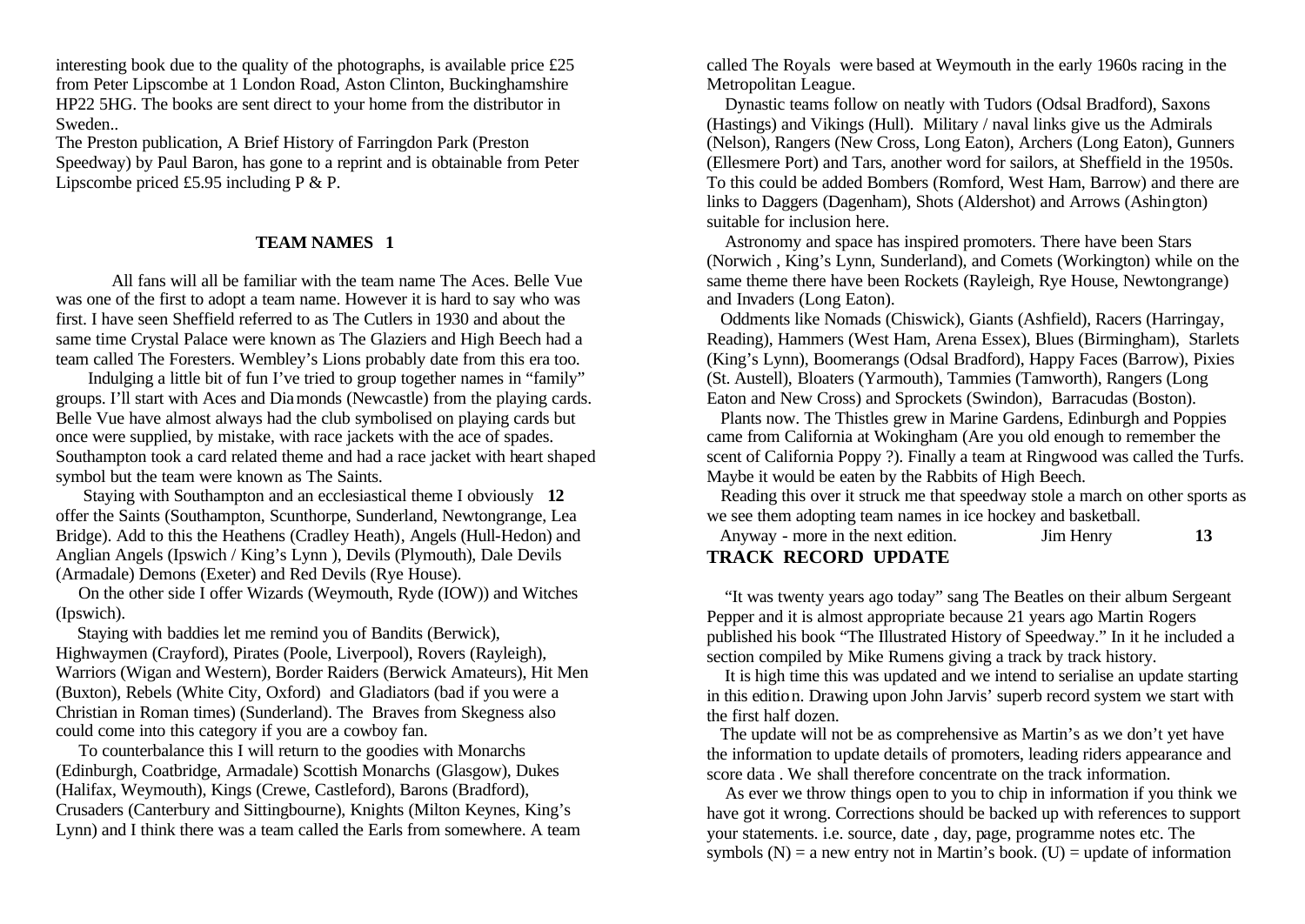interesting book due to the quality of the photographs, is available price £25 from Peter Lipscombe at 1 London Road, Aston Clinton, Buckinghamshire HP22 5HG. The books are sent direct to your home from the distributor in Sweden..

The Preston publication, A Brief History of Farringdon Park (Preston Speedway) by Paul Baron, has gone to a reprint and is obtainable from Peter Lipscombe priced £5.95 including P & P.

## TEAM NAMES 1

All fans will all be familiar with the team name The Aces. Belle Vue was one of the first to adopt a team name. However it is hard to say who was first. I have seen Sheffield referred to as The Cutlers in 1930 and about the same time Crystal Palace were known as The Glaziers and High Beech had a team called The Foresters. Wembley's Lions probably date from this era too.

Indulging a little bit of fun I've tried to group together names in "family" groups. I'll start with Aces and Diamonds (Newcastle) from the playing cards. Belle Vue have almost always had the club symbolised on playing cards but once were supplied, by mistake, with race jackets with the ace of spades. Southampton took a card related theme and had a race jacket with heart shaped symbol but the team were known as The Saints.

Staying with Southampton and an ecclesiastical theme I obviously offer the Saints (Southampton, Scunthorpe, Sunderland, Newtongrange, Lea Bridge). Add to this the Heathens (Cradley Heath), Angels (Hull-Hedon) and Anglian Angels (Ipswich / King's Lynn ), Devils (Plymouth), Dale Devils (Armadale) Demons (Exeter) and Red Devils (Rye House).

On the other side I offer Wizards (Weymouth, Ryde (IOW)) and Witches (Ipswich).

Staying with baddies let me remind you of Bandits (Berwick), Highwaymen (Crayford), Pirates (Poole, Liverpool), Rovers (Rayleigh), Warriors (Wigan and Western), Border Raiders (Berwick Amateurs), Hit Men (Buxton), Rebels (White City, Oxford) and Gladiators (bad if you were a Christian in Roman times) (Sunderland). The Braves from Skegness also could come into this category if you are a cowboy fan.

To counterbalance this I will return to the goodies with Monarchs (Edinburgh, Coatbridge, Armadale) Scottish Monarchs (Glasgow), Dukes (Halifax, Weymouth), Kings (Crewe, Castleford), Barons (Bradford), Crusaders (Canterbury and Sittingbourne), Knights (Milton Keynes, King's Lynn) and I think there was a team called the Earls from somewhere. A team called The Royals were based at Weymouth in the early 1960s racing in the Metropolitan League.

Dynastic teams follow on neatly with Tudors (Odsal Bradford), Saxons (Hastings) and Vikings (Hull). Military / naval links give us the Admirals (Nelson), Rangers (New Cross, Long Eaton), Archers (Long Eaton), Gunners (Ellesmere Port) and Tars, another word for sailors, at Sheffield in the 1950s. To this could be added Bombers (Romford, West Ham, Barrow) and there are links to Daggers (Dagenham), Shots (Aldershot) and Arrows (Ashington) suitable for inclusion here.

Astronomy and space has inspired promoters. There have been Stars (Norwich , King's Lynn, Sunderland), and Comets (Workington) while on the same theme there have been Rockets (Rayleigh, Rye House, Newtongrange) and Invaders (Long Eaton).

Oddments like Nomads (Chiswick), Giants (Ashfield), Racers (Harringay, Reading), Hammers (West Ham, Arena Essex), Blues (Birmingham), Starlets (King's Lynn), Boomerangs (Odsal Bradford), Happy Faces (Barrow), Pixies (St. Austell), Bloaters (Yarmouth), Tammies (Tamworth), Rangers (Long Eaton and New Cross) and Sprockets (Swindon), Barracudas (Boston).

Plants now. The Thistles grew in Marine Gardens, Edinburgh and Poppies came from California at Wokingham (Are you old enough to remember the scent of California Poppy ?). Finally a team at Ringwood was called the Turfs. Maybe it would be eaten by the Rabbits of High Beech.

Reading this over it struck me that speedway stole a march on other sports as we see them adopting team names in ice hockey and basketball.

Anyway - more in the next edition. Jim Henry

## TRACK RECORD UPDATE

"It was twenty years ago today" sang The Beatles on their album Sergeant Pepper and it is almost appropriate because 21 years ago Martin Rogers published his book "The Illustrated History of Speedway." In it he included a section compiled by Mike Rumens giving a track by track history.

It is high time this was updated and we intend to serialise an update starting in this edition. Drawing upon John Jarvis' superb record system we start with the first half dozen.

The update will not be as comprehensive as Martin's as we don't yet have the information to update details of promoters, leading riders appearance and score data . We shall therefore concentrate on the track information.

As ever we throw things open to you to chip in information if you think we have got it wrong. Corrections should be backed up with references to support your statements. i.e. source, date , day, page, programme notes etc. The symbols (N) = a new entry not in Martin's book. (U) = update of information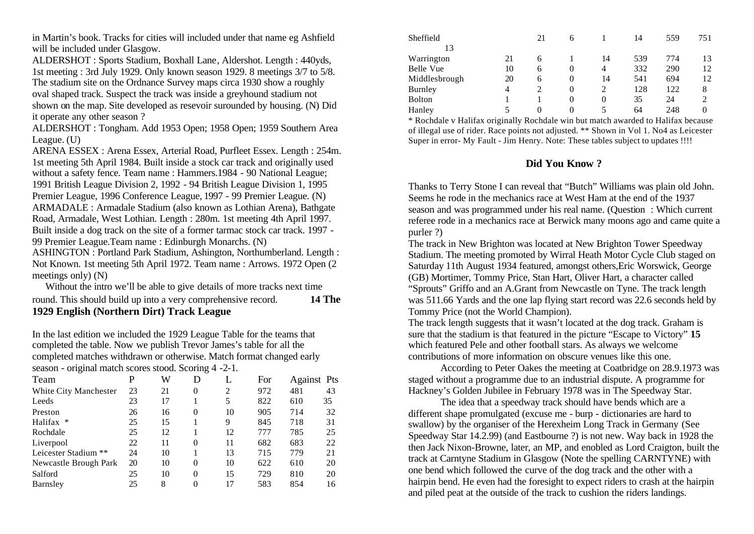in Martin's book. Tracks for cities will included under that name eg Ashfield will be included under Glasgow.

ALDERSHOT : Sports Stadium, Boxhall Lane, Aldershot. Length : 440yds, 1st meeting : 3rd July 1929. Only known season 1929. 8 meetings 3/7 to 5/8. The stadium site on the Ordnance Survey maps circa 1930 show a roughly oval shaped track. Suspect the track was inside a greyhound stadium not shown on the map. Site developed as resevoir surounded by housing. (N) Did it operate any other season ?

ALDERSHOT : Tongham. Add 1953 Open; 1958 Open; 1959 Southern Area League. (U)

ARENA ESSEX : Arena Essex, Arterial Road, Purfleet Essex. Length : 254m. 1st meeting 5th April 1984. Built inside a stock car track and originally used without a safety fence. Team name : Hammers.1984 - 90 National League; 1991 British League Division 2, 1992 - 94 British League Division 1, 1995 Premier League, 1996 Conference League, 1997 - 99 Premier League. (N)

ARMADALE : Armadale Stadium (also known as Lothian Arena), Bathgate Road, Armadale, West Lothian. Length : 280m. 1st meeting 4th April 1997. Built inside a dog track on the site of a former tarmac stock car track. 1997 - 99 Premier League.Team name : Edinburgh Monarchs. (N)

ASHINGTON : Portland Park Stadium, Ashington, Northumberland. Length : Not Known. 1st meeting 5th April 1972. Team name : Arrows. 1972 Open (2 meetings only) (N)

Without the intro we'll be able to give details of more tracks next time round. This should build up into a very comprehensive record.

## 14 The 1929 English (Northern Dirt) Track League

In the last edition we included the 1929 League Table for the teams that completed the table. Now we publish Trevor James's table for all the completed matches withdrawn or otherwise. Match format changed early season - original match scores stood. Scoring 4 -2-1.

| Team | P | W | D | L | For | Against | Pts |
|---|---|---|---|---|---|---|---|
| White City Manchester | 23 | 21 | 0 | 2 | 972 | 481 | 43 |
| Leeds | 23 | 17 | 1 | 5 | 822 | 610 | 35 |
| Preston | 26 | 16 | 0 | 10 | 905 | 714 | 32 |
| Halifax * | 25 | 15 | 1 | 9 | 845 | 718 | 31 |
| Rochdale | 25 | 12 | 1 | 12 | 777 | 785 | 25 |
| Liverpool | 22 | 11 | 0 | 11 | 682 | 683 | 22 |
| Leicester Stadium ** | 24 | 10 | 1 | 13 | 715 | 779 | 21 |
| Newcastle Brough Park | 20 | 10 | 0 | 10 | 622 | 610 | 20 |
| Salford | 25 | 10 | 0 | 15 | 729 | 810 | 20 |
| Barnsley | 25 | 8 | 0 | 17 | 583 | 854 | 16 |
| Sheffield | 21 | 6 | 1 | 14 | 559 | 751 | 13 |
| Warrington | 21 | 6 | 1 | 14 | 539 | 774 | 13 |
| Belle Vue | 10 | 6 | 0 | 4 | 332 | 290 | 12 |
| Middlesbrough | 20 | 6 | 0 | 14 | 541 | 694 | 12 |
| Burnley | 4 | 2 | 0 | 2 | 128 | 122 | 8 |
| Bolton | 1 | 1 | 0 | 0 | 35 | 24 | 2 |
| Hanley | 5 | 0 | 0 | 5 | 64 | 248 | 0 |

\* Rochdale v Halifax originally Rochdale win but match awarded to Halifax because of illegal use of rider. Race points not adjusted. ** Shown in Vol 1. No4 as Leicester Super in error- My Fault - Jim Henry. Note: These tables subject to updates !!!!

## Did You Know ?

Thanks to Terry Stone I can reveal that "Butch" Williams was plain old John. Seems he rode in the mechanics race at West Ham at the end of the 1937 season and was programmed under his real name. (Question : Which current referee rode in a mechanics race at Berwick many moons ago and came quite a purler ?)

The track in New Brighton was located at New Brighton Tower Speedway Stadium. The meeting promoted by Wirral Heath Motor Cycle Club staged on Saturday 11th August 1934 featured, amongst others,Eric Worswick, George (GB) Mortimer, Tommy Price, Stan Hart, Oliver Hart, a character called "Sprouts" Griffo and an A.Grant from Newcastle on Tyne. The track length was 511.66 Yards and the one lap flying start record was 22.6 seconds held by Tommy Price (not the World Champion).

The track length suggests that it wasn't located at the dog track. Graham is sure that the stadium is that featured in the picture "Escape to Victory" which featured Pele and other football stars. As always we welcome contributions of more information on obscure venues like this one.

According to Peter Oakes the meeting at Coatbridge on 28.9.1973 was staged without a programme due to an industrial dispute. A programme for Hackney's Golden Jubilee in February 1978 was in The Speedway Star.

The idea that a speedway track should have bends which are a different shape promulgated (excuse me - burp - dictionaries are hard to swallow) by the organiser of the Herexheim Long Track in Germany (See Speedway Star 14.2.99) (and Eastbourne ?) is not new. Way back in 1928 the then Jack Nixon-Browne, later, an MP, and enobled as Lord Craigton, built the track at Carntyne Stadium in Glasgow (Note the spelling CARNTYNE) with one bend which followed the curve of the dog track and the other with a hairpin bend. He even had the foresight to expect riders to crash at the hairpin and piled peat at the outside of the track to cushion the riders landings.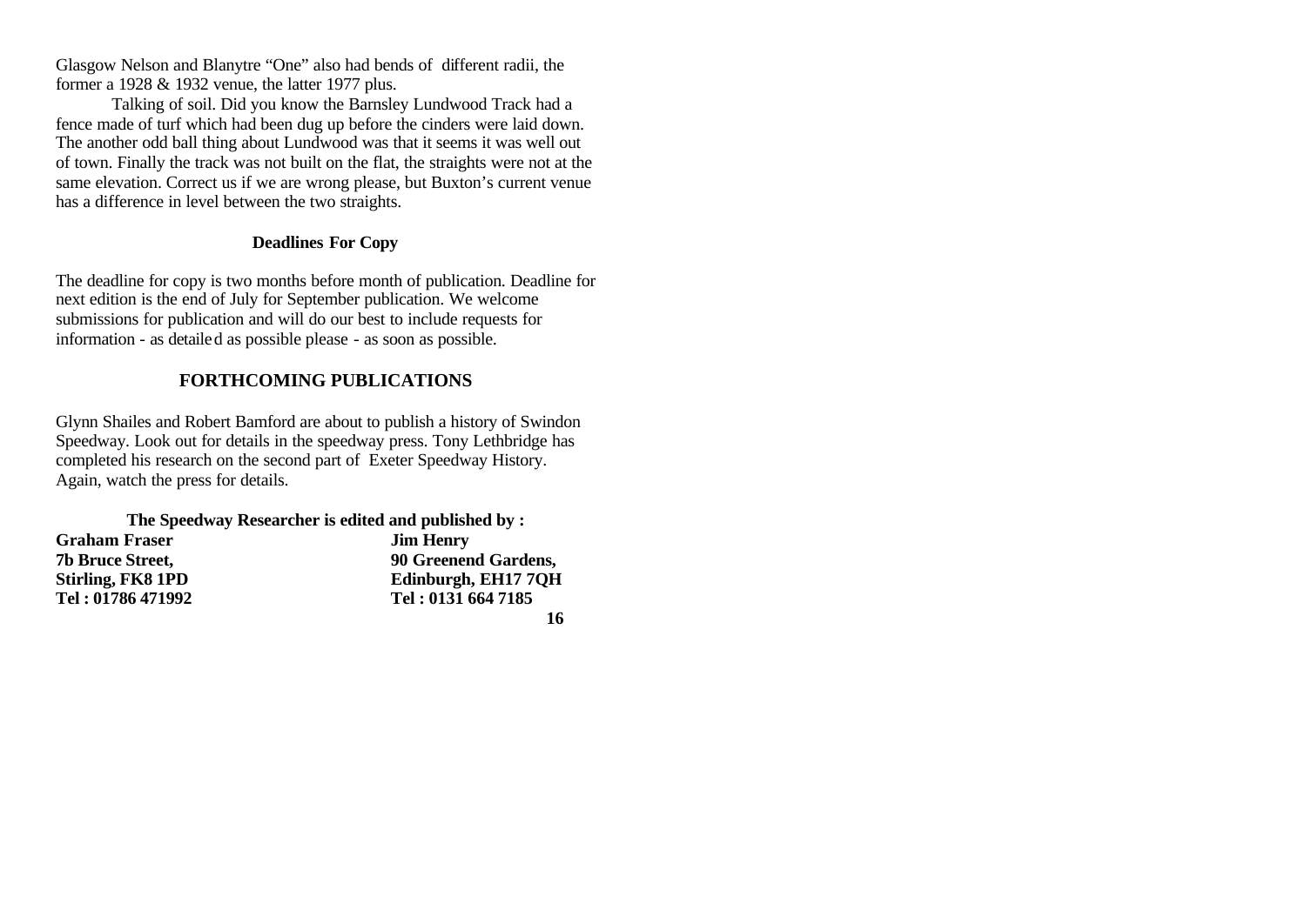Glasgow Nelson and Blanytre "One" also had bends of different radii, the former a 1928 & 1932 venue, the latter 1977 plus.

Talking of soil. Did you know the Barnsley Lundwood Track had a fence made of turf which had been dug up before the cinders were laid down. The another odd ball thing about Lundwood was that it seems it was well out of town. Finally the track was not built on the flat, the straights were not at the same elevation. Correct us if we are wrong please, but Buxton's current venue has a difference in level between the two straights.

**Deadlines For Copy**

The deadline for copy is two months before month of publication. Deadline for next edition is the end of July for September publication. We welcome submissions for publication and will do our best to include requests for information - as detailed as possible please - as soon as possible.

## FORTHCOMING PUBLICATIONS

Glynn Shailes and Robert Bamford are about to publish a history of Swindon Speedway. Look out for details in the speedway press. Tony Lethbridge has completed his research on the second part of Exeter Speedway History. Again, watch the press for details.

**The Speedway Researcher is edited and published by :**

| | |
|---|---|
| **Graham Fraser** | **Jim Henry** |
| **7b Bruce Street,** | **90 Greenend Gardens,** |
| **Stirling, FK8 1PD** | **Edinburgh, EH17 7QH** |
| **Tel : 01786 471992** | **Tel : 0131 664 7185** |